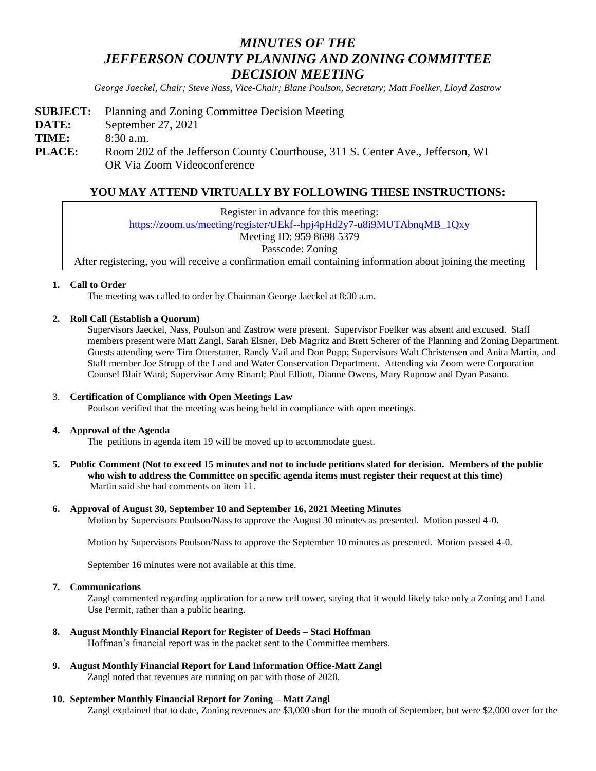# *MINUTES OF THE JEFFERSON COUNTY PLANNING AND ZONING COMMITTEE DECISION MEETING*

*George Jaeckel, Chair; Steve Nass, Vice-Chair; Blane Poulson, Secretary; Matt Foelker, Lloyd Zastrow*

**SUBJECT:** Planning and Zoning Committee Decision Meeting
**DATE:** September 27, 2021
**TIME:** 8:30 a.m.
**PLACE:** Room 202 of the Jefferson County Courthouse, 311 S. Center Ave., Jefferson, WI OR Via Zoom Videoconference

## YOU MAY ATTEND VIRTUALLY BY FOLLOWING THESE INSTRUCTIONS:

Register in advance for this meeting:
https://zoom.us/meeting/register/tJEkf--hpj4pHd2y7-u8i9MUTAbnqMB_1Qxy
Meeting ID: 959 8698 5379
Passcode: Zoning
After registering, you will receive a confirmation email containing information about joining the meeting

1. **Call to Order**
   The meeting was called to order by Chairman George Jaeckel at 8:30 a.m.

2. **Roll Call (Establish a Quorum)**
   Supervisors Jaeckel, Nass, Poulson and Zastrow were present. Supervisor Foelker was absent and excused. Staff members present were Matt Zangl, Sarah Elsner, Deb Magritz and Brett Scherer of the Planning and Zoning Department. Guests attending were Tim Otterstatter, Randy Vail and Don Popp; Supervisors Walt Christensen and Anita Martin, and Staff member Joe Strupp of the Land and Water Conservation Department. Attending via Zoom were Corporation Counsel Blair Ward; Supervisor Amy Rinard; Paul Elliott, Dianne Owens, Mary Rupnow and Dyan Pasano.

3. **Certification of Compliance with Open Meetings Law**
   Poulson verified that the meeting was being held in compliance with open meetings.

4. **Approval of the Agenda**
   The petitions in agenda item 19 will be moved up to accommodate guest.

5. **Public Comment (Not to exceed 15 minutes and not to include petitions slated for decision. Members of the public who wish to address the Committee on specific agenda items must register their request at this time)**
   Martin said she had comments on item 11.

6. **Approval of August 30, September 10 and September 16, 2021 Meeting Minutes**
   Motion by Supervisors Poulson/Nass to approve the August 30 minutes as presented. Motion passed 4-0.

   Motion by Supervisors Poulson/Nass to approve the September 10 minutes as presented. Motion passed 4-0.

   September 16 minutes were not available at this time.

7. **Communications**
   Zangl commented regarding application for a new cell tower, saying that it would likely take only a Zoning and Land Use Permit, rather than a public hearing.

8. **August Monthly Financial Report for Register of Deeds – Staci Hoffman**
   Hoffman's financial report was in the packet sent to the Committee members.

9. **August Monthly Financial Report for Land Information Office-Matt Zangl**
   Zangl noted that revenues are running on par with those of 2020.

10. **September Monthly Financial Report for Zoning – Matt Zangl**
    Zangl explained that to date, Zoning revenues are $3,000 short for the month of September, but were $2,000 over for the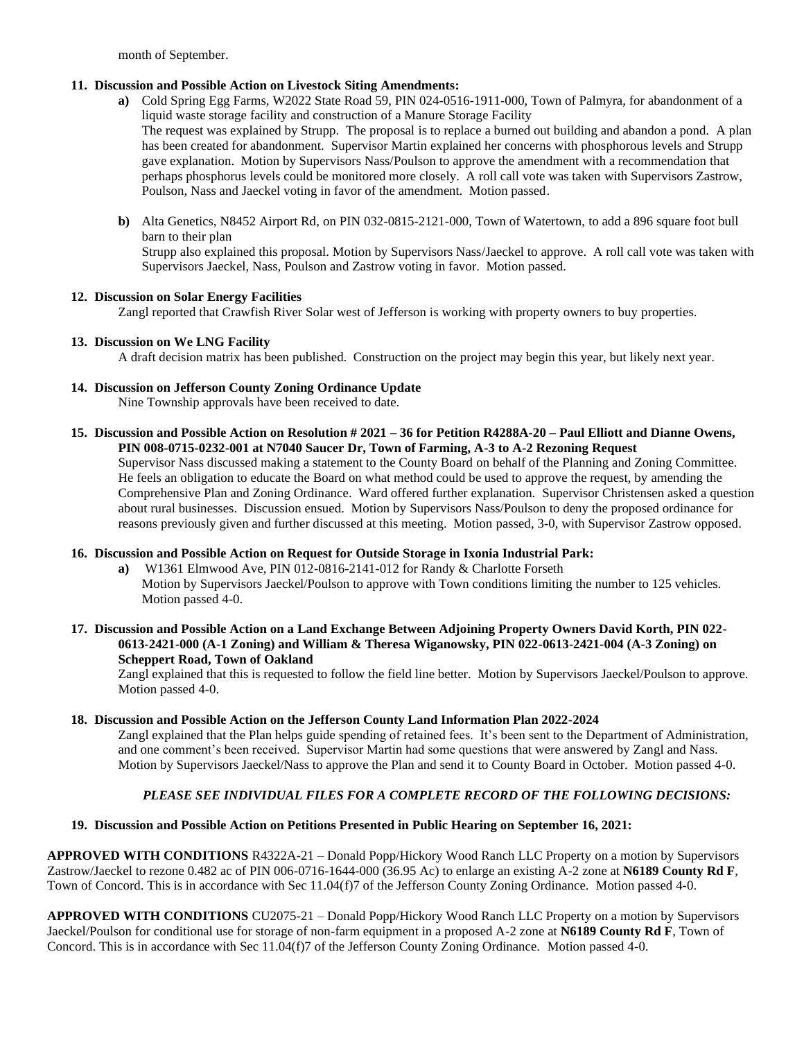month of September.

**11. Discussion and Possible Action on Livestock Siting Amendments:**

- **a)** Cold Spring Egg Farms, W2022 State Road 59, PIN 024-0516-1911-000, Town of Palmyra, for abandonment of a liquid waste storage facility and construction of a Manure Storage Facility
  The request was explained by Strupp. The proposal is to replace a burned out building and abandon a pond. A plan has been created for abandonment. Supervisor Martin explained her concerns with phosphorous levels and Strupp gave explanation. Motion by Supervisors Nass/Poulson to approve the amendment with a recommendation that perhaps phosphorus levels could be monitored more closely. A roll call vote was taken with Supervisors Zastrow, Poulson, Nass and Jaeckel voting in favor of the amendment. Motion passed.

- **b)** Alta Genetics, N8452 Airport Rd, on PIN 032-0815-2121-000, Town of Watertown, to add a 896 square foot bull barn to their plan
  Strupp also explained this proposal. Motion by Supervisors Nass/Jaeckel to approve. A roll call vote was taken with Supervisors Jaeckel, Nass, Poulson and Zastrow voting in favor. Motion passed.

**12. Discussion on Solar Energy Facilities**
Zangl reported that Crawfish River Solar west of Jefferson is working with property owners to buy properties.

**13. Discussion on We LNG Facility**
A draft decision matrix has been published. Construction on the project may begin this year, but likely next year.

**14. Discussion on Jefferson County Zoning Ordinance Update**
Nine Township approvals have been received to date.

**15. Discussion and Possible Action on Resolution # 2021 – 36 for Petition R4288A-20 – Paul Elliott and Dianne Owens, PIN 008-0715-0232-001 at N7040 Saucer Dr, Town of Farming, A-3 to A-2 Rezoning Request**
Supervisor Nass discussed making a statement to the County Board on behalf of the Planning and Zoning Committee. He feels an obligation to educate the Board on what method could be used to approve the request, by amending the Comprehensive Plan and Zoning Ordinance. Ward offered further explanation. Supervisor Christensen asked a question about rural businesses. Discussion ensued. Motion by Supervisors Nass/Poulson to deny the proposed ordinance for reasons previously given and further discussed at this meeting. Motion passed, 3-0, with Supervisor Zastrow opposed.

**16. Discussion and Possible Action on Request for Outside Storage in Ixonia Industrial Park:**

- **a)** W1361 Elmwood Ave, PIN 012-0816-2141-012 for Randy & Charlotte Forseth
  Motion by Supervisors Jaeckel/Poulson to approve with Town conditions limiting the number to 125 vehicles. Motion passed 4-0.

**17. Discussion and Possible Action on a Land Exchange Between Adjoining Property Owners David Korth, PIN 022-0613-2421-000 (A-1 Zoning) and William & Theresa Wiganowsky, PIN 022-0613-2421-004 (A-3 Zoning) on Scheppert Road, Town of Oakland**
Zangl explained that this is requested to follow the field line better. Motion by Supervisors Jaeckel/Poulson to approve. Motion passed 4-0.

**18. Discussion and Possible Action on the Jefferson County Land Information Plan 2022-2024**
Zangl explained that the Plan helps guide spending of retained fees. It's been sent to the Department of Administration, and one comment's been received. Supervisor Martin had some questions that were answered by Zangl and Nass. Motion by Supervisors Jaeckel/Nass to approve the Plan and send it to County Board in October. Motion passed 4-0.

***PLEASE SEE INDIVIDUAL FILES FOR A COMPLETE RECORD OF THE FOLLOWING DECISIONS:***

**19. Discussion and Possible Action on Petitions Presented in Public Hearing on September 16, 2021:**

**APPROVED WITH CONDITIONS** R4322A-21 – Donald Popp/Hickory Wood Ranch LLC Property on a motion by Supervisors Zastrow/Jaeckel to rezone 0.482 ac of PIN 006-0716-1644-000 (36.95 Ac) to enlarge an existing A-2 zone at **N6189 County Rd F**, Town of Concord. This is in accordance with Sec 11.04(f)7 of the Jefferson County Zoning Ordinance. Motion passed 4-0.

**APPROVED WITH CONDITIONS** CU2075-21 – Donald Popp/Hickory Wood Ranch LLC Property on a motion by Supervisors Jaeckel/Poulson for conditional use for storage of non-farm equipment in a proposed A-2 zone at **N6189 County Rd F**, Town of Concord. This is in accordance with Sec 11.04(f)7 of the Jefferson County Zoning Ordinance. Motion passed 4-0.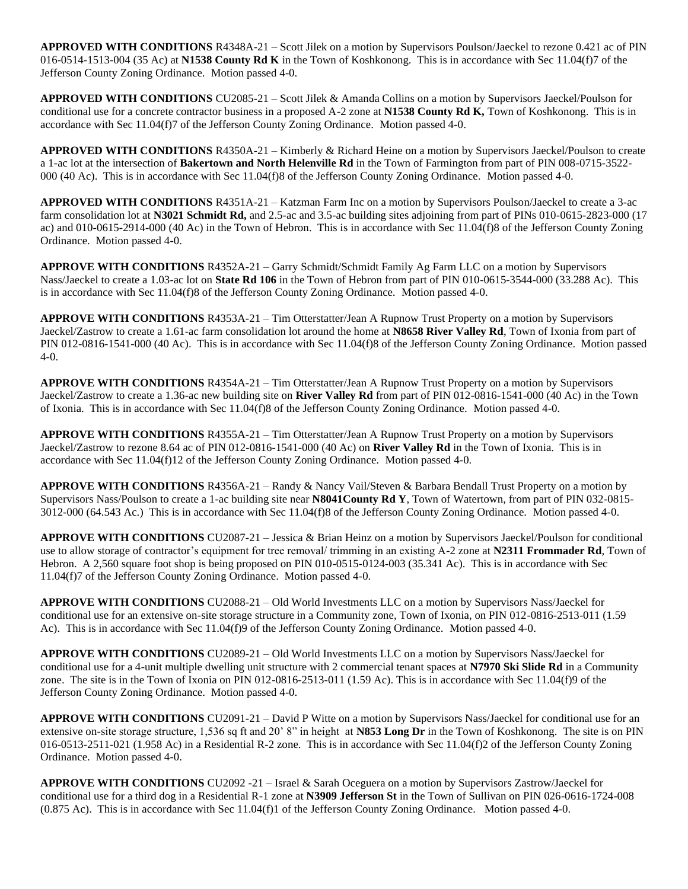**APPROVED WITH CONDITIONS** R4348A-21 – Scott Jilek on a motion by Supervisors Poulson/Jaeckel to rezone 0.421 ac of PIN 016-0514-1513-004 (35 Ac) at **N1538 County Rd K** in the Town of Koshkonong. This is in accordance with Sec 11.04(f)7 of the Jefferson County Zoning Ordinance. Motion passed 4-0.

**APPROVED WITH CONDITIONS** CU2085-21 – Scott Jilek & Amanda Collins on a motion by Supervisors Jaeckel/Poulson for conditional use for a concrete contractor business in a proposed A-2 zone at **N1538 County Rd K,** Town of Koshkonong. This is in accordance with Sec 11.04(f)7 of the Jefferson County Zoning Ordinance. Motion passed 4-0.

**APPROVED WITH CONDITIONS** R4350A-21 – Kimberly & Richard Heine on a motion by Supervisors Jaeckel/Poulson to create a 1-ac lot at the intersection of **Bakertown and North Helenville Rd** in the Town of Farmington from part of PIN 008-0715-3522-000 (40 Ac). This is in accordance with Sec 11.04(f)8 of the Jefferson County Zoning Ordinance. Motion passed 4-0.

**APPROVED WITH CONDITIONS** R4351A-21 – Katzman Farm Inc on a motion by Supervisors Poulson/Jaeckel to create a 3-ac farm consolidation lot at **N3021 Schmidt Rd,** and 2.5-ac and 3.5-ac building sites adjoining from part of PINs 010-0615-2823-000 (17 ac) and 010-0615-2914-000 (40 Ac) in the Town of Hebron. This is in accordance with Sec 11.04(f)8 of the Jefferson County Zoning Ordinance. Motion passed 4-0.

**APPROVE WITH CONDITIONS** R4352A-21 – Garry Schmidt/Schmidt Family Ag Farm LLC on a motion by Supervisors Nass/Jaeckel to create a 1.03-ac lot on **State Rd 106** in the Town of Hebron from part of PIN 010-0615-3544-000 (33.288 Ac). This is in accordance with Sec 11.04(f)8 of the Jefferson County Zoning Ordinance. Motion passed 4-0.

**APPROVE WITH CONDITIONS** R4353A-21 – Tim Otterstatter/Jean A Rupnow Trust Property on a motion by Supervisors Jaeckel/Zastrow to create a 1.61-ac farm consolidation lot around the home at **N8658 River Valley Rd**, Town of Ixonia from part of PIN 012-0816-1541-000 (40 Ac). This is in accordance with Sec 11.04(f)8 of the Jefferson County Zoning Ordinance. Motion passed 4-0.

**APPROVE WITH CONDITIONS** R4354A-21 – Tim Otterstatter/Jean A Rupnow Trust Property on a motion by Supervisors Jaeckel/Zastrow to create a 1.36-ac new building site on **River Valley Rd** from part of PIN 012-0816-1541-000 (40 Ac) in the Town of Ixonia. This is in accordance with Sec 11.04(f)8 of the Jefferson County Zoning Ordinance. Motion passed 4-0.

**APPROVE WITH CONDITIONS** R4355A-21 – Tim Otterstatter/Jean A Rupnow Trust Property on a motion by Supervisors Jaeckel/Zastrow to rezone 8.64 ac of PIN 012-0816-1541-000 (40 Ac) on **River Valley Rd** in the Town of Ixonia. This is in accordance with Sec 11.04(f)12 of the Jefferson County Zoning Ordinance. Motion passed 4-0.

**APPROVE WITH CONDITIONS** R4356A-21 – Randy & Nancy Vail/Steven & Barbara Bendall Trust Property on a motion by Supervisors Nass/Poulson to create a 1-ac building site near **N8041County Rd Y**, Town of Watertown, from part of PIN 032-0815-3012-000 (64.543 Ac.) This is in accordance with Sec 11.04(f)8 of the Jefferson County Zoning Ordinance. Motion passed 4-0.

**APPROVE WITH CONDITIONS** CU2087-21 – Jessica & Brian Heinz on a motion by Supervisors Jaeckel/Poulson for conditional use to allow storage of contractor's equipment for tree removal/ trimming in an existing A-2 zone at **N2311 Frommader Rd**, Town of Hebron. A 2,560 square foot shop is being proposed on PIN 010-0515-0124-003 (35.341 Ac). This is in accordance with Sec 11.04(f)7 of the Jefferson County Zoning Ordinance. Motion passed 4-0.

**APPROVE WITH CONDITIONS** CU2088-21 – Old World Investments LLC on a motion by Supervisors Nass/Jaeckel for conditional use for an extensive on-site storage structure in a Community zone, Town of Ixonia, on PIN 012-0816-2513-011 (1.59 Ac). This is in accordance with Sec 11.04(f)9 of the Jefferson County Zoning Ordinance. Motion passed 4-0.

**APPROVE WITH CONDITIONS** CU2089-21 – Old World Investments LLC on a motion by Supervisors Nass/Jaeckel for conditional use for a 4-unit multiple dwelling unit structure with 2 commercial tenant spaces at **N7970 Ski Slide Rd** in a Community zone. The site is in the Town of Ixonia on PIN 012-0816-2513-011 (1.59 Ac). This is in accordance with Sec 11.04(f)9 of the Jefferson County Zoning Ordinance. Motion passed 4-0.

**APPROVE WITH CONDITIONS** CU2091-21 – David P Witte on a motion by Supervisors Nass/Jaeckel for conditional use for an extensive on-site storage structure, 1,536 sq ft and 20' 8" in height at **N853 Long Dr** in the Town of Koshkonong. The site is on PIN 016-0513-2511-021 (1.958 Ac) in a Residential R-2 zone. This is in accordance with Sec 11.04(f)2 of the Jefferson County Zoning Ordinance. Motion passed 4-0.

**APPROVE WITH CONDITIONS** CU2092 -21 – Israel & Sarah Oceguera on a motion by Supervisors Zastrow/Jaeckel for conditional use for a third dog in a Residential R-1 zone at **N3909 Jefferson St** in the Town of Sullivan on PIN 026-0616-1724-008 (0.875 Ac). This is in accordance with Sec 11.04(f)1 of the Jefferson County Zoning Ordinance. Motion passed 4-0.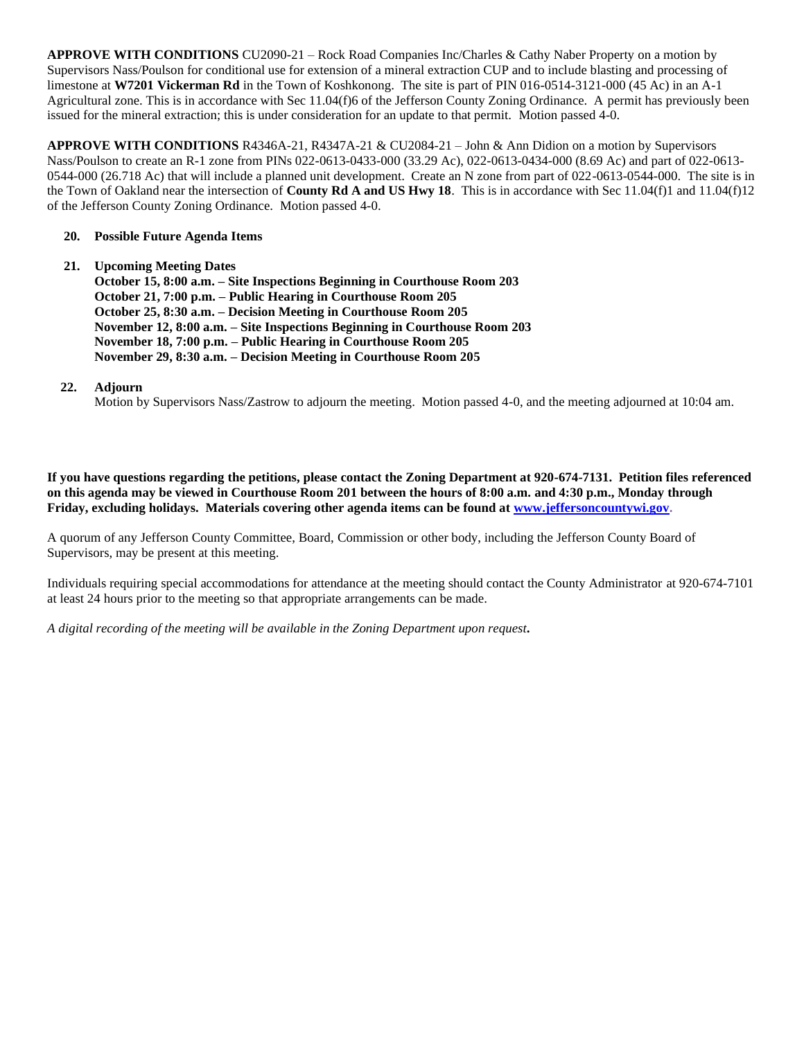**APPROVE WITH CONDITIONS** CU2090-21 – Rock Road Companies Inc/Charles & Cathy Naber Property on a motion by Supervisors Nass/Poulson for conditional use for extension of a mineral extraction CUP and to include blasting and processing of limestone at **W7201 Vickerman Rd** in the Town of Koshkonong. The site is part of PIN 016-0514-3121-000 (45 Ac) in an A-1 Agricultural zone. This is in accordance with Sec 11.04(f)6 of the Jefferson County Zoning Ordinance. A permit has previously been issued for the mineral extraction; this is under consideration for an update to that permit. Motion passed 4-0.

**APPROVE WITH CONDITIONS** R4346A-21, R4347A-21 & CU2084-21 – John & Ann Didion on a motion by Supervisors Nass/Poulson to create an R-1 zone from PINs 022-0613-0433-000 (33.29 Ac), 022-0613-0434-000 (8.69 Ac) and part of 022-0613-0544-000 (26.718 Ac) that will include a planned unit development. Create an N zone from part of 022-0613-0544-000. The site is in the Town of Oakland near the intersection of **County Rd A and US Hwy 18**. This is in accordance with Sec 11.04(f)1 and 11.04(f)12 of the Jefferson County Zoning Ordinance. Motion passed 4-0.

**20. Possible Future Agenda Items**

**21. Upcoming Meeting Dates**

**October 15, 8:00 a.m. – Site Inspections Beginning in Courthouse Room 203**
**October 21, 7:00 p.m. – Public Hearing in Courthouse Room 205**
**October 25, 8:30 a.m. – Decision Meeting in Courthouse Room 205**
**November 12, 8:00 a.m. – Site Inspections Beginning in Courthouse Room 203**
**November 18, 7:00 p.m. – Public Hearing in Courthouse Room 205**
**November 29, 8:30 a.m. – Decision Meeting in Courthouse Room 205**

**22. Adjourn**

Motion by Supervisors Nass/Zastrow to adjourn the meeting. Motion passed 4-0, and the meeting adjourned at 10:04 am.

**If you have questions regarding the petitions, please contact the Zoning Department at 920-674-7131. Petition files referenced on this agenda may be viewed in Courthouse Room 201 between the hours of 8:00 a.m. and 4:30 p.m., Monday through Friday, excluding holidays. Materials covering other agenda items can be found at [www.jeffersoncountywi.gov](http://www.jeffersoncountywi.gov).**

A quorum of any Jefferson County Committee, Board, Commission or other body, including the Jefferson County Board of Supervisors, may be present at this meeting.

Individuals requiring special accommodations for attendance at the meeting should contact the County Administrator at 920-674-7101 at least 24 hours prior to the meeting so that appropriate arrangements can be made.

*A digital recording of the meeting will be available in the Zoning Department upon request.*